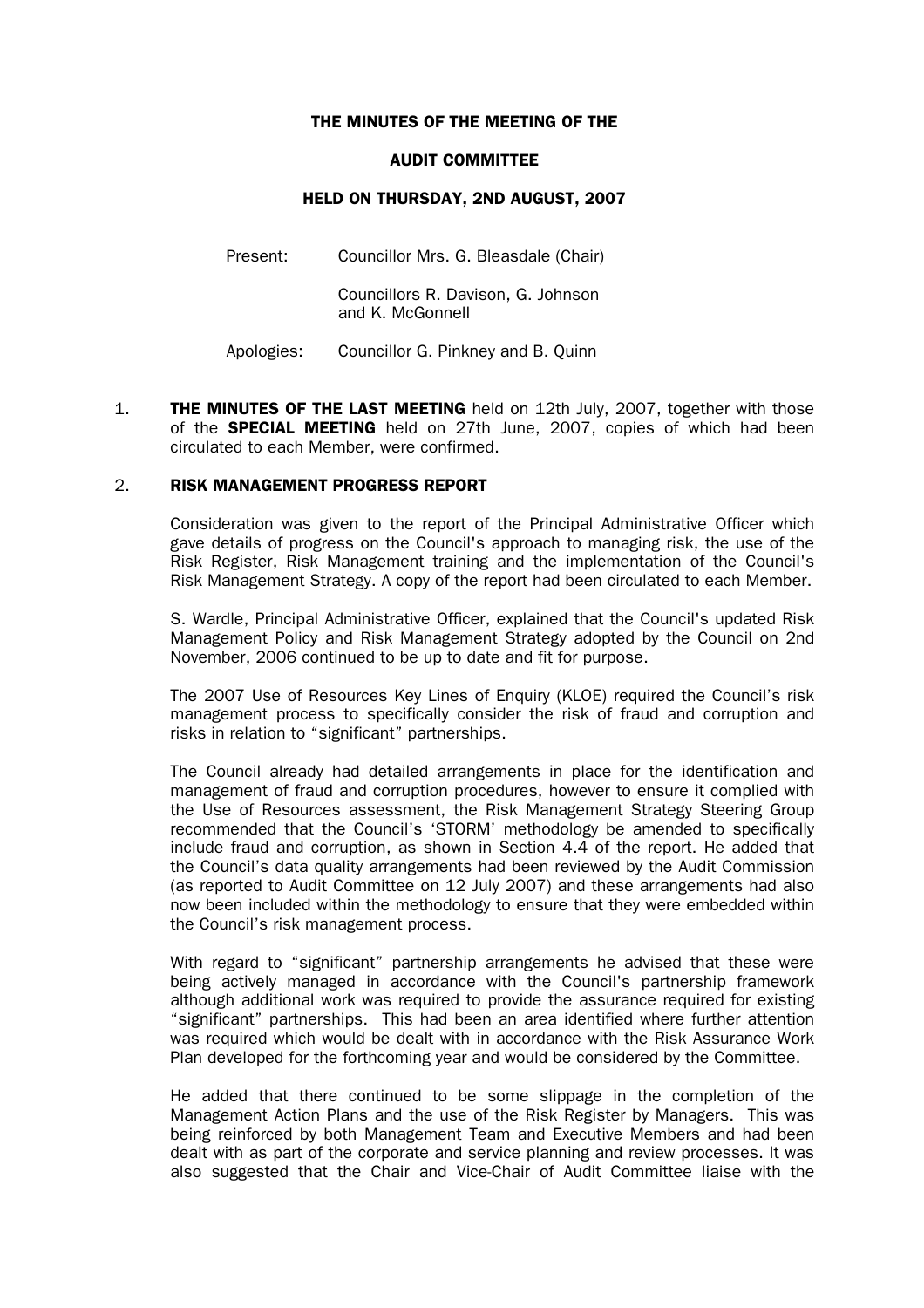# THE MINUTES OF THE MEETING OF THE

## AUDIT COMMITTEE

### HELD ON THURSDAY, 2ND AUGUST, 2007

Present: Councillor Mrs. G. Bleasdale (Chair)

Councillors R. Davison, G. Johnson and K. McGonnell

Apologies: Councillor G. Pinkney and B. Quinn

1. **THE MINUTES OF THE LAST MEETING** held on 12th July, 2007, together with those of the **SPECIAL MEETING** held on 27th June, 2007, copies of which had been circulated to each Member, were confirmed.

2. **RISK MANAGEMENT PROGRESS REPORT**

   Consideration was given to the report of the Principal Administrative Officer which gave details of progress on the Council's approach to managing risk, the use of the Risk Register, Risk Management training and the implementation of the Council's Risk Management Strategy. A copy of the report had been circulated to each Member.

   S. Wardle, Principal Administrative Officer, explained that the Council's updated Risk Management Policy and Risk Management Strategy adopted by the Council on 2nd November, 2006 continued to be up to date and fit for purpose.

   The 2007 Use of Resources Key Lines of Enquiry (KLOE) required the Council's risk management process to specifically consider the risk of fraud and corruption and risks in relation to "significant" partnerships.

   The Council already had detailed arrangements in place for the identification and management of fraud and corruption procedures, however to ensure it complied with the Use of Resources assessment, the Risk Management Strategy Steering Group recommended that the Council's 'STORM' methodology be amended to specifically include fraud and corruption, as shown in Section 4.4 of the report. He added that the Council's data quality arrangements had been reviewed by the Audit Commission (as reported to Audit Committee on 12 July 2007) and these arrangements had also now been included within the methodology to ensure that they were embedded within the Council's risk management process.

   With regard to "significant" partnership arrangements he advised that these were being actively managed in accordance with the Council's partnership framework although additional work was required to provide the assurance required for existing "significant" partnerships. This had been an area identified where further attention was required which would be dealt with in accordance with the Risk Assurance Work Plan developed for the forthcoming year and would be considered by the Committee.

   He added that there continued to be some slippage in the completion of the Management Action Plans and the use of the Risk Register by Managers. This was being reinforced by both Management Team and Executive Members and had been dealt with as part of the corporate and service planning and review processes. It was also suggested that the Chair and Vice-Chair of Audit Committee liaise with the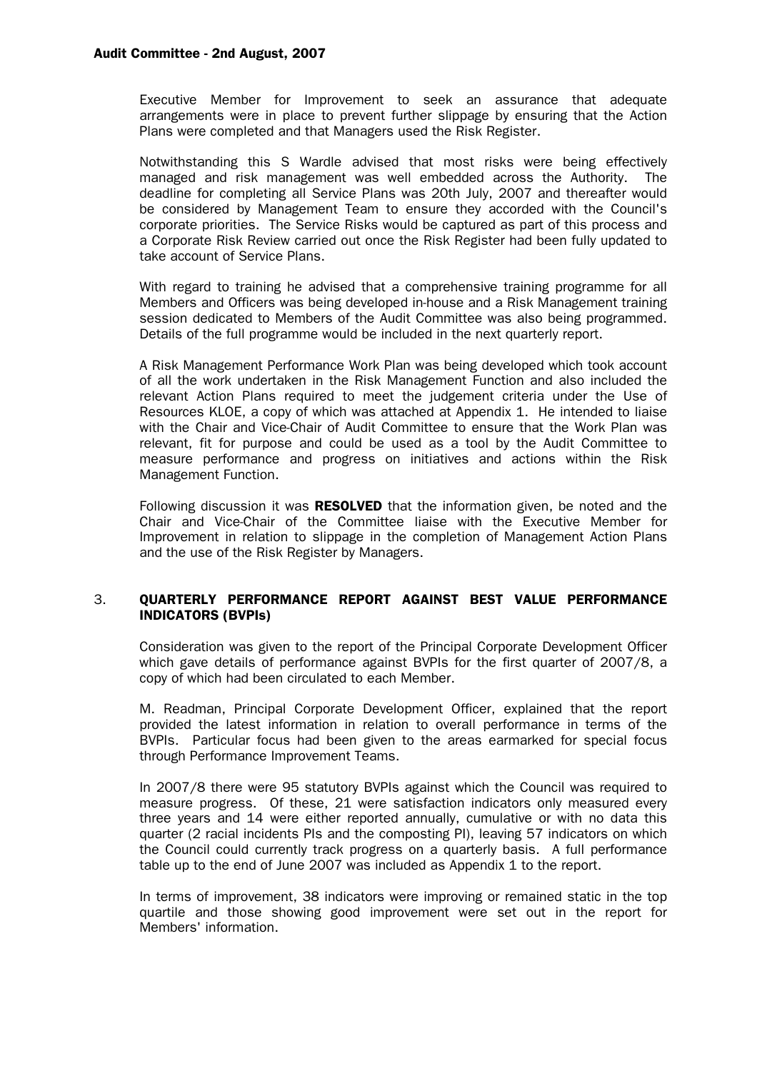Executive Member for Improvement to seek an assurance that adequate arrangements were in place to prevent further slippage by ensuring that the Action Plans were completed and that Managers used the Risk Register.

Notwithstanding this S Wardle advised that most risks were being effectively managed and risk management was well embedded across the Authority. The deadline for completing all Service Plans was 20th July, 2007 and thereafter would be considered by Management Team to ensure they accorded with the Council's corporate priorities. The Service Risks would be captured as part of this process and a Corporate Risk Review carried out once the Risk Register had been fully updated to take account of Service Plans.

With regard to training he advised that a comprehensive training programme for all Members and Officers was being developed in-house and a Risk Management training session dedicated to Members of the Audit Committee was also being programmed. Details of the full programme would be included in the next quarterly report.

A Risk Management Performance Work Plan was being developed which took account of all the work undertaken in the Risk Management Function and also included the relevant Action Plans required to meet the judgement criteria under the Use of Resources KLOE, a copy of which was attached at Appendix 1. He intended to liaise with the Chair and Vice-Chair of Audit Committee to ensure that the Work Plan was relevant, fit for purpose and could be used as a tool by the Audit Committee to measure performance and progress on initiatives and actions within the Risk Management Function.

Following discussion it was **RESOLVED** that the information given, be noted and the Chair and Vice-Chair of the Committee liaise with the Executive Member for Improvement in relation to slippage in the completion of Management Action Plans and the use of the Risk Register by Managers.

## 3. QUARTERLY PERFORMANCE REPORT AGAINST BEST VALUE PERFORMANCE INDICATORS (BVPIs)

Consideration was given to the report of the Principal Corporate Development Officer which gave details of performance against BVPIs for the first quarter of 2007/8, a copy of which had been circulated to each Member.

M. Readman, Principal Corporate Development Officer, explained that the report provided the latest information in relation to overall performance in terms of the BVPIs. Particular focus had been given to the areas earmarked for special focus through Performance Improvement Teams.

In 2007/8 there were 95 statutory BVPIs against which the Council was required to measure progress. Of these, 21 were satisfaction indicators only measured every three years and 14 were either reported annually, cumulative or with no data this quarter (2 racial incidents PIs and the composting PI), leaving 57 indicators on which the Council could currently track progress on a quarterly basis. A full performance table up to the end of June 2007 was included as Appendix 1 to the report.

In terms of improvement, 38 indicators were improving or remained static in the top quartile and those showing good improvement were set out in the report for Members' information.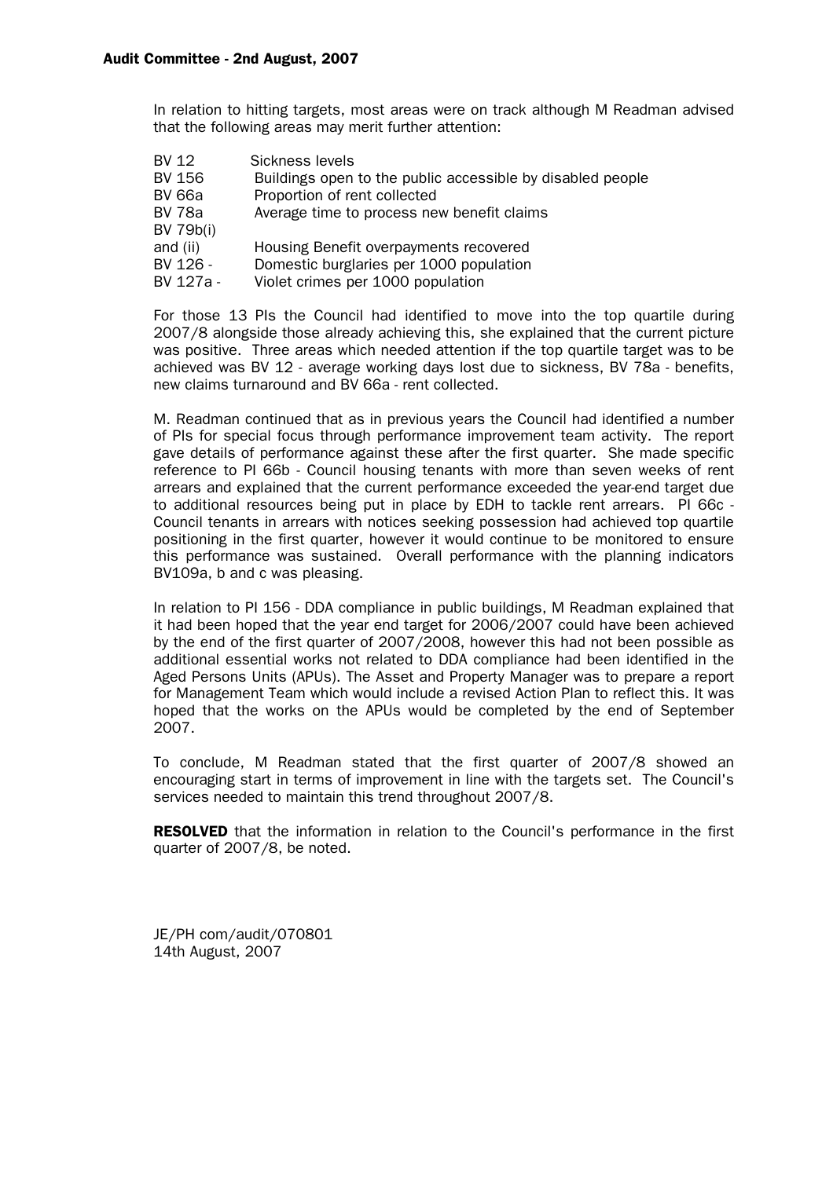In relation to hitting targets, most areas were on track although M Readman advised that the following areas may merit further attention:

| | |
|---|---|
| BV 12 | Sickness levels |
| BV 156 | Buildings open to the public accessible by disabled people |
| BV 66a | Proportion of rent collected |
| BV 78a | Average time to process new benefit claims |
| BV 79b(i) and (ii) | Housing Benefit overpayments recovered |
| BV 126 - | Domestic burglaries per 1000 population |
| BV 127a - | Violet crimes per 1000 population |

For those 13 PIs the Council had identified to move into the top quartile during 2007/8 alongside those already achieving this, she explained that the current picture was positive. Three areas which needed attention if the top quartile target was to be achieved was BV 12 - average working days lost due to sickness, BV 78a - benefits, new claims turnaround and BV 66a - rent collected.

M. Readman continued that as in previous years the Council had identified a number of PIs for special focus through performance improvement team activity. The report gave details of performance against these after the first quarter. She made specific reference to PI 66b - Council housing tenants with more than seven weeks of rent arrears and explained that the current performance exceeded the year-end target due to additional resources being put in place by EDH to tackle rent arrears. PI 66c - Council tenants in arrears with notices seeking possession had achieved top quartile positioning in the first quarter, however it would continue to be monitored to ensure this performance was sustained. Overall performance with the planning indicators BV109a, b and c was pleasing.

In relation to PI 156 - DDA compliance in public buildings, M Readman explained that it had been hoped that the year end target for 2006/2007 could have been achieved by the end of the first quarter of 2007/2008, however this had not been possible as additional essential works not related to DDA compliance had been identified in the Aged Persons Units (APUs). The Asset and Property Manager was to prepare a report for Management Team which would include a revised Action Plan to reflect this. It was hoped that the works on the APUs would be completed by the end of September 2007.

To conclude, M Readman stated that the first quarter of 2007/8 showed an encouraging start in terms of improvement in line with the targets set. The Council's services needed to maintain this trend throughout 2007/8.

**RESOLVED** that the information in relation to the Council's performance in the first quarter of 2007/8, be noted.

JE/PH com/audit/070801
14th August, 2007